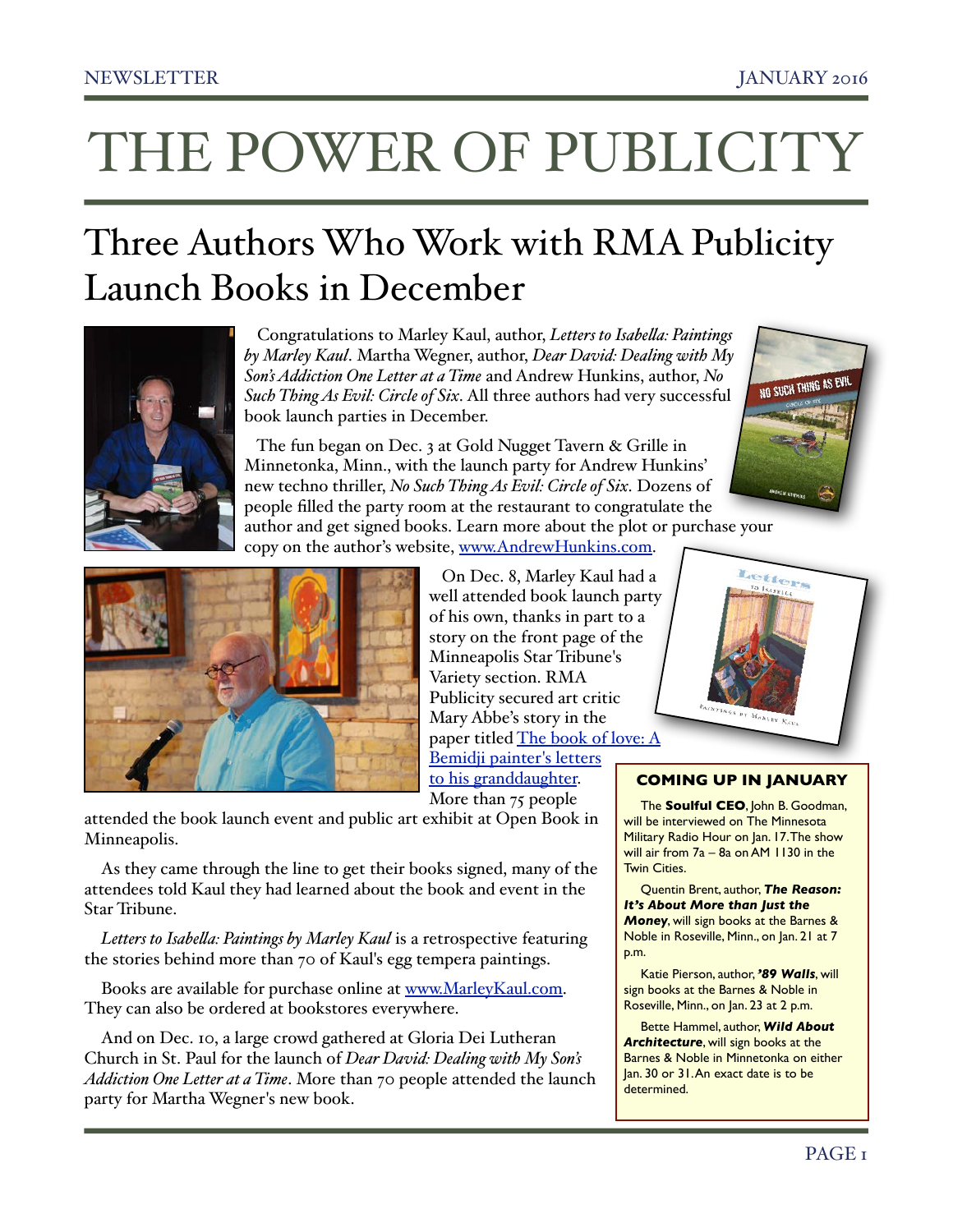NEWSLETTER JANUARY 2016

# THE POWER OF PUBLICITY

## Three Authors Who Work with RMA Publicity Launch Books in December

Congratulations to Marley Kaul, author, *Letters to Isabella: Paintings by Marley Kaul*. Martha Wegner, author, *Dear David: Dealing with My Son's Addiction One Letter at a Time* and Andrew Hunkins, author, *No Such Thing As Evil: Circle of Six*. All three authors had very successful book launch parties in December.

The fun began on Dec. 3 at Gold Nugget Tavern & Grille in Minnetonka, Minn., with the launch party for Andrew Hunkins' new techno thriller, *No Such Thing As Evil: Circle of Six*. Dozens of people filled the party room at the restaurant to congratulate the author and get signed books. Learn more about the plot or purchase your copy on the author's website, [www.AndrewHunkins.com](www.AndrewHunkins.com).

On Dec. 8, Marley Kaul had a well attended book launch party of his own, thanks in part to a story on the front page of the Minneapolis Star Tribune's Variety section. RMA Publicity secured art critic Mary Abbe's story in the paper titled [The book of love: A Bemidji painter's letters to his granddaughter](). More than 75 people attended the book launch event and public art exhibit at Open Book in Minneapolis.

As they came through the line to get their books signed, many of the attendees told Kaul they had learned about the book and event in the Star Tribune.

*Letters to Isabella: Paintings by Marley Kaul* is a retrospective featuring the stories behind more than 70 of Kaul's egg tempera paintings.

Books are available for purchase online at [www.MarleyKaul.com](www.MarleyKaul.com). They can also be ordered at bookstores everywhere.

And on Dec. 10, a large crowd gathered at Gloria Dei Lutheran Church in St. Paul for the launch of *Dear David: Dealing with My Son's Addiction One Letter at a Time*. More than 70 people attended the launch party for Martha Wegner's new book.

### COMING UP IN JANUARY

The **Soulful CEO**, John B. Goodman, will be interviewed on The Minnesota Military Radio Hour on Jan. 17. The show will air from 7a – 8a on AM 1130 in the Twin Cities.

Quentin Brent, author, ***The Reason: It's About More than Just the Money***, will sign books at the Barnes & Noble in Roseville, Minn., on Jan. 21 at 7 p.m.

Katie Pierson, author, ***'89 Walls***, will sign books at the Barnes & Noble in Roseville, Minn., on Jan. 23 at 2 p.m.

Bette Hammel, author, ***Wild About Architecture***, will sign books at the Barnes & Noble in Minnetonka on either Jan. 30 or 31. An exact date is to be determined.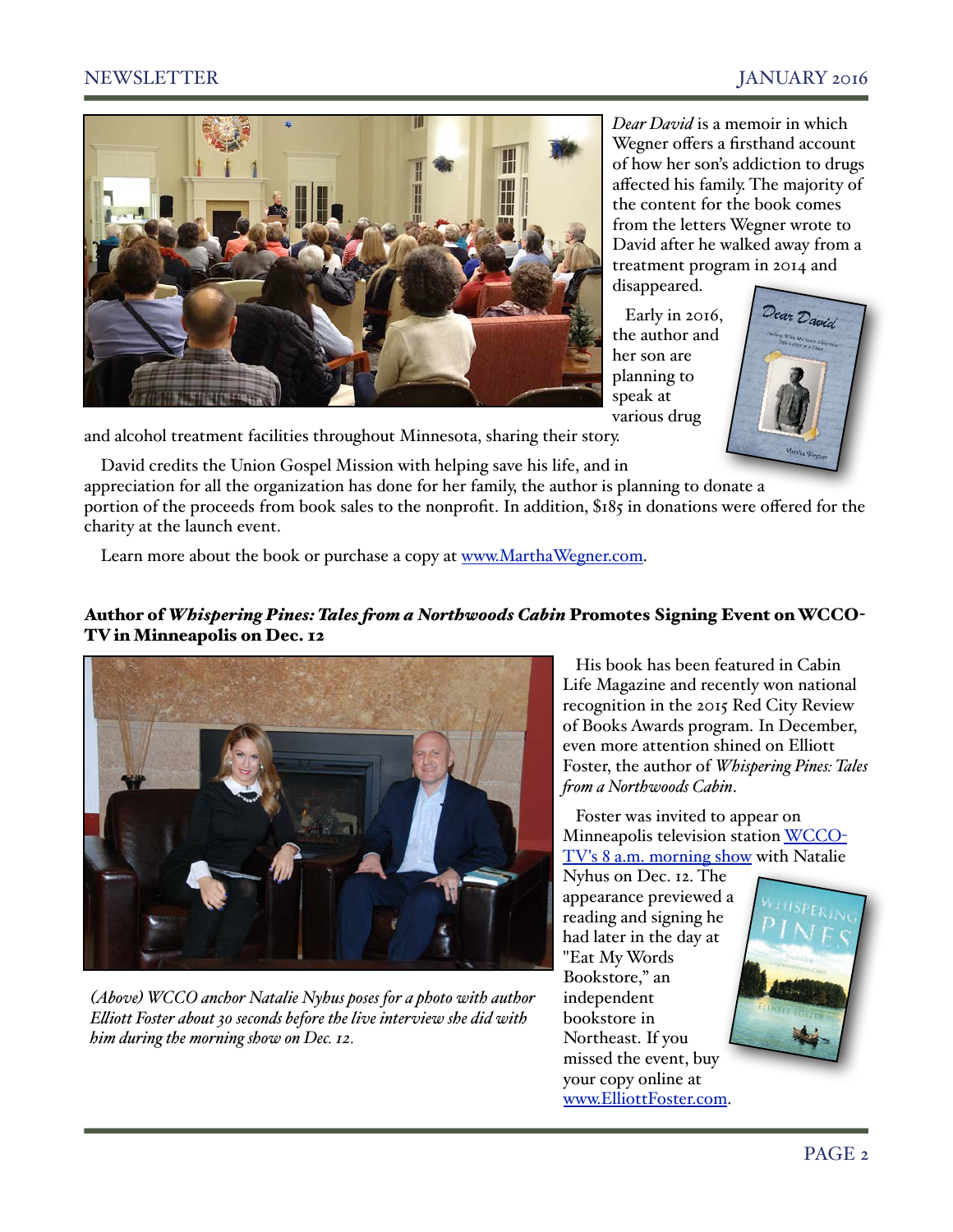*Dear David* is a memoir in which Wegner offers a firsthand account of how her son's addiction to drugs affected his family. The majority of the content for the book comes from the letters Wegner wrote to David after he walked away from a treatment program in 2014 and disappeared.

Early in 2016, the author and her son are planning to speak at various drug and alcohol treatment facilities throughout Minnesota, sharing their story.

David credits the Union Gospel Mission with helping save his life, and in appreciation for all the organization has done for her family, the author is planning to donate a portion of the proceeds from book sales to the nonprofit. In addition, $185 in donations were offered for the charity at the launch event.

Learn more about the book or purchase a copy at www.MarthaWegner.com.

## Author of *Whispering Pines: Tales from a Northwoods Cabin* Promotes Signing Event on WCCO-TV in Minneapolis on Dec. 12

*(Above) WCCO anchor Natalie Nyhus poses for a photo with author Elliott Foster about 30 seconds before the live interview she did with him during the morning show on Dec. 12.*

His book has been featured in Cabin Life Magazine and recently won national recognition in the 2015 Red City Review of Books Awards program. In December, even more attention shined on Elliott Foster, the author of *Whispering Pines: Tales from a Northwoods Cabin*.

Foster was invited to appear on Minneapolis television station WCCO-TV's 8 a.m. morning show with Natalie Nyhus on Dec. 12. The appearance previewed a reading and signing he had later in the day at "Eat My Words Bookstore," an independent bookstore in Northeast. If you missed the event, buy your copy online at www.ElliottFoster.com.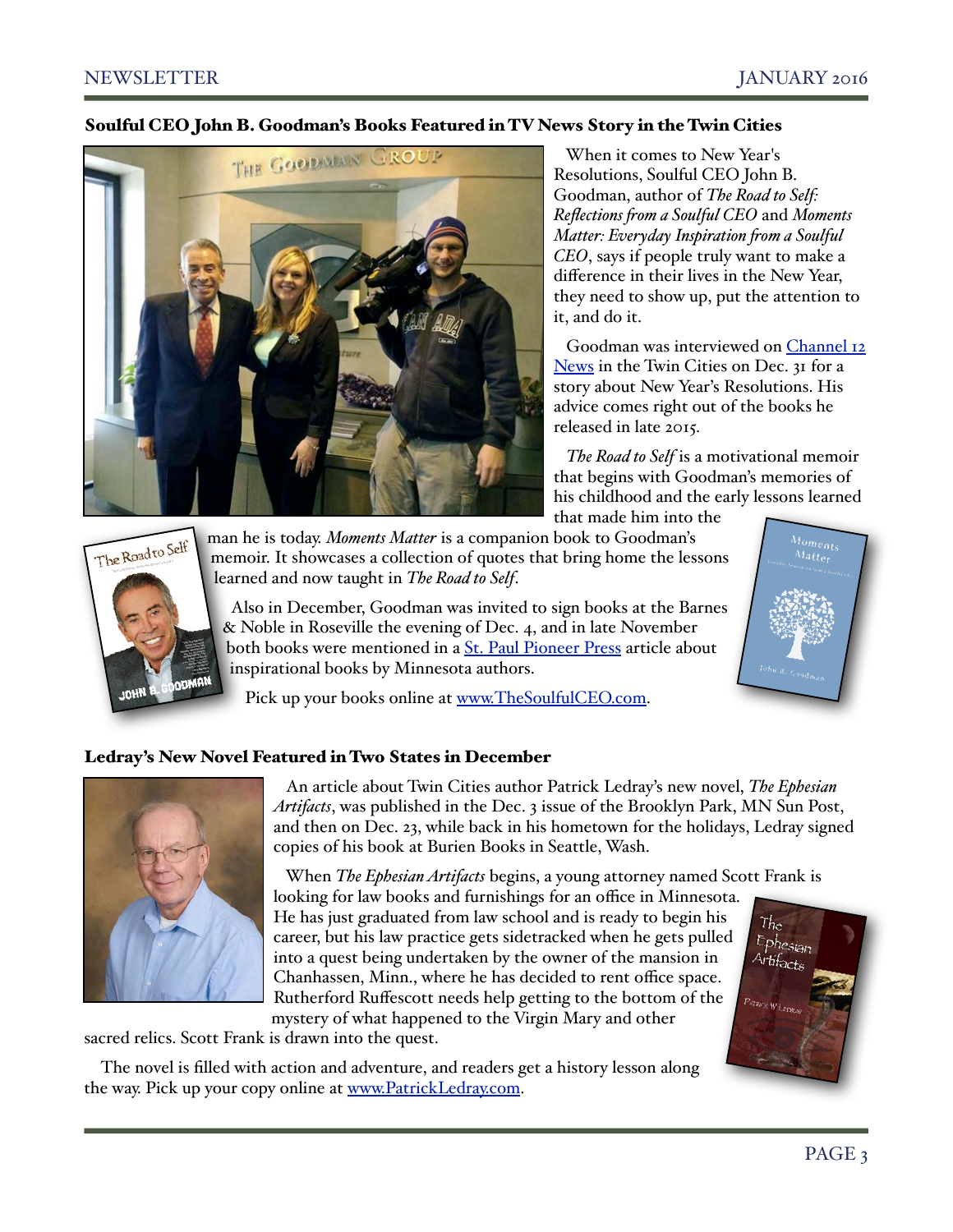## Soulful CEO John B. Goodman's Books Featured in TV News Story in the Twin Cities

When it comes to New Year's Resolutions, Soulful CEO John B. Goodman, author of *The Road to Self: Reflections from a Soulful CEO* and *Moments Matter: Everyday Inspiration from a Soulful CEO*, says if people truly want to make a difference in their lives in the New Year, they need to show up, put the attention to it, and do it.

Goodman was interviewed on [Channel 12 News](#) in the Twin Cities on Dec. 31 for a story about New Year's Resolutions. His advice comes right out of the books he released in late 2015.

*The Road to Self* is a motivational memoir that begins with Goodman's memories of his childhood and the early lessons learned that made him into the man he is today. *Moments Matter* is a companion book to Goodman's memoir. It showcases a collection of quotes that bring home the lessons learned and now taught in *The Road to Self*.

Also in December, Goodman was invited to sign books at the Barnes & Noble in Roseville the evening of Dec. 4, and in late November both books were mentioned in a [St. Paul Pioneer Press](#) article about inspirational books by Minnesota authors.

Pick up your books online at [www.TheSoulfulCEO.com](http://www.TheSoulfulCEO.com).

## Ledray's New Novel Featured in Two States in December

An article about Twin Cities author Patrick Ledray's new novel, *The Ephesian Artifacts*, was published in the Dec. 3 issue of the Brooklyn Park, MN Sun Post, and then on Dec. 23, while back in his hometown for the holidays, Ledray signed copies of his book at Burien Books in Seattle, Wash.

When *The Ephesian Artifacts* begins, a young attorney named Scott Frank is looking for law books and furnishings for an office in Minnesota. He has just graduated from law school and is ready to begin his career, but his law practice gets sidetracked when he gets pulled into a quest being undertaken by the owner of the mansion in Chanhassen, Minn., where he has decided to rent office space. Rutherford Ruffescott needs help getting to the bottom of the mystery of what happened to the Virgin Mary and other sacred relics. Scott Frank is drawn into the quest.

The novel is filled with action and adventure, and readers get a history lesson along the way. Pick up your copy online at [www.PatrickLedray.com](http://www.PatrickLedray.com).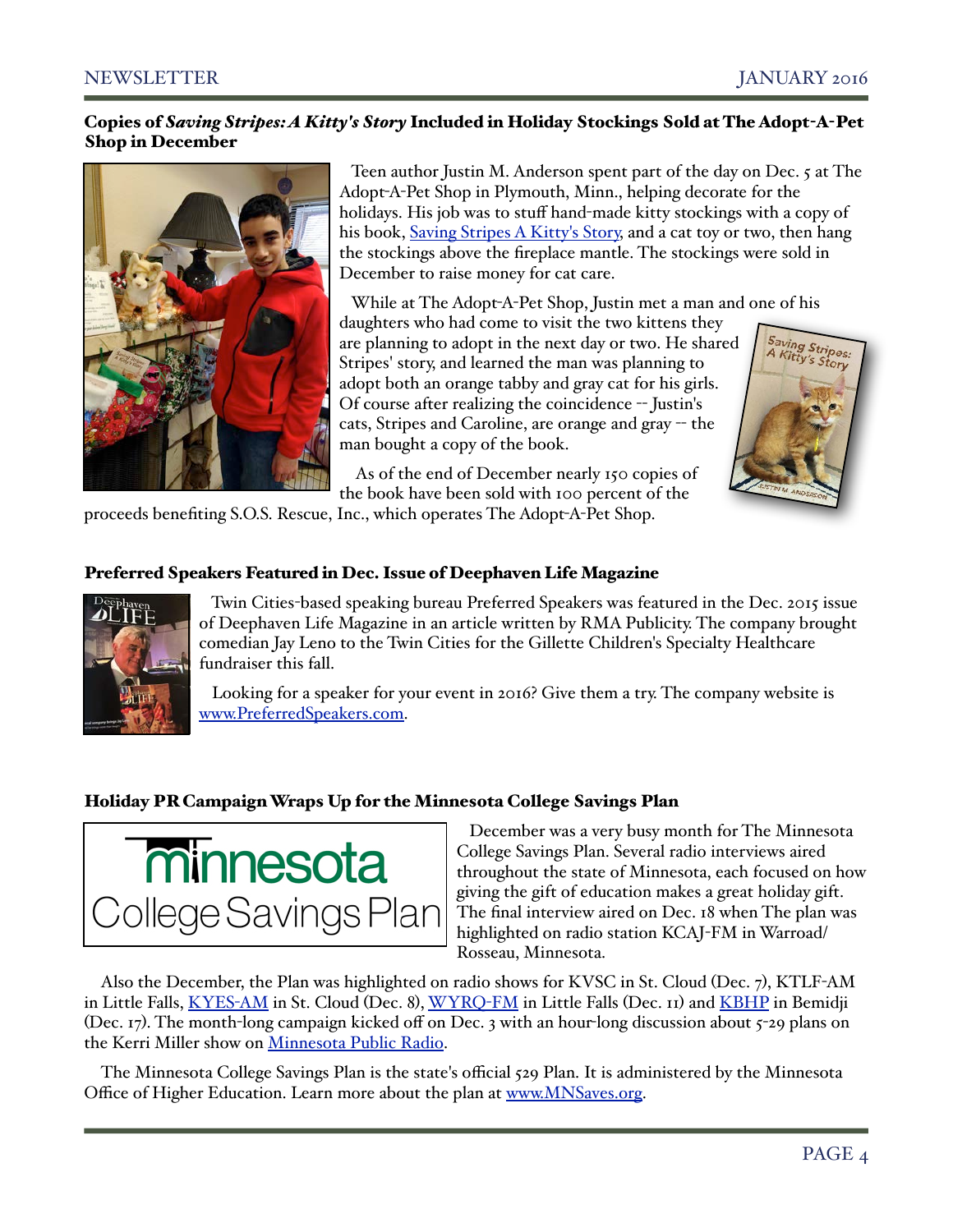## Copies of *Saving Stripes: A Kitty's Story* Included in Holiday Stockings Sold at The Adopt-A-Pet Shop in December

Teen author Justin M. Anderson spent part of the day on Dec. 5 at The Adopt-A-Pet Shop in Plymouth, Minn., helping decorate for the holidays. His job was to stuff hand-made kitty stockings with a copy of his book, Saving Stripes A Kitty's Story, and a cat toy or two, then hang the stockings above the fireplace mantle. The stockings were sold in December to raise money for cat care.

While at The Adopt-A-Pet Shop, Justin met a man and one of his daughters who had come to visit the two kittens they are planning to adopt in the next day or two. He shared Stripes' story, and learned the man was planning to adopt both an orange tabby and gray cat for his girls. Of course after realizing the coincidence -- Justin's cats, Stripes and Caroline, are orange and gray -- the man bought a copy of the book.

As of the end of December nearly 150 copies of the book have been sold with 100 percent of the proceeds benefiting S.O.S. Rescue, Inc., which operates The Adopt-A-Pet Shop.

## Preferred Speakers Featured in Dec. Issue of Deephaven Life Magazine

Twin Cities-based speaking bureau Preferred Speakers was featured in the Dec. 2015 issue of Deephaven Life Magazine in an article written by RMA Publicity. The company brought comedian Jay Leno to the Twin Cities for the Gillette Children's Specialty Healthcare fundraiser this fall.

Looking for a speaker for your event in 2016? Give them a try. The company website is www.PreferredSpeakers.com.

## Holiday PR Campaign Wraps Up for the Minnesota College Savings Plan

December was a very busy month for The Minnesota College Savings Plan. Several radio interviews aired throughout the state of Minnesota, each focused on how giving the gift of education makes a great holiday gift. The final interview aired on Dec. 18 when The plan was highlighted on radio station KCAJ-FM in Warroad/ Rosseau, Minnesota.

Also the December, the Plan was highlighted on radio shows for KVSC in St. Cloud (Dec. 7), KTLF-AM in Little Falls, KYES-AM in St. Cloud (Dec. 8), WYRQ-FM in Little Falls (Dec. 11) and KBHP in Bemidji (Dec. 17). The month-long campaign kicked off on Dec. 3 with an hour-long discussion about 5-29 plans on the Kerri Miller show on Minnesota Public Radio.

The Minnesota College Savings Plan is the state's official 529 Plan. It is administered by the Minnesota Office of Higher Education. Learn more about the plan at www.MNSaves.org.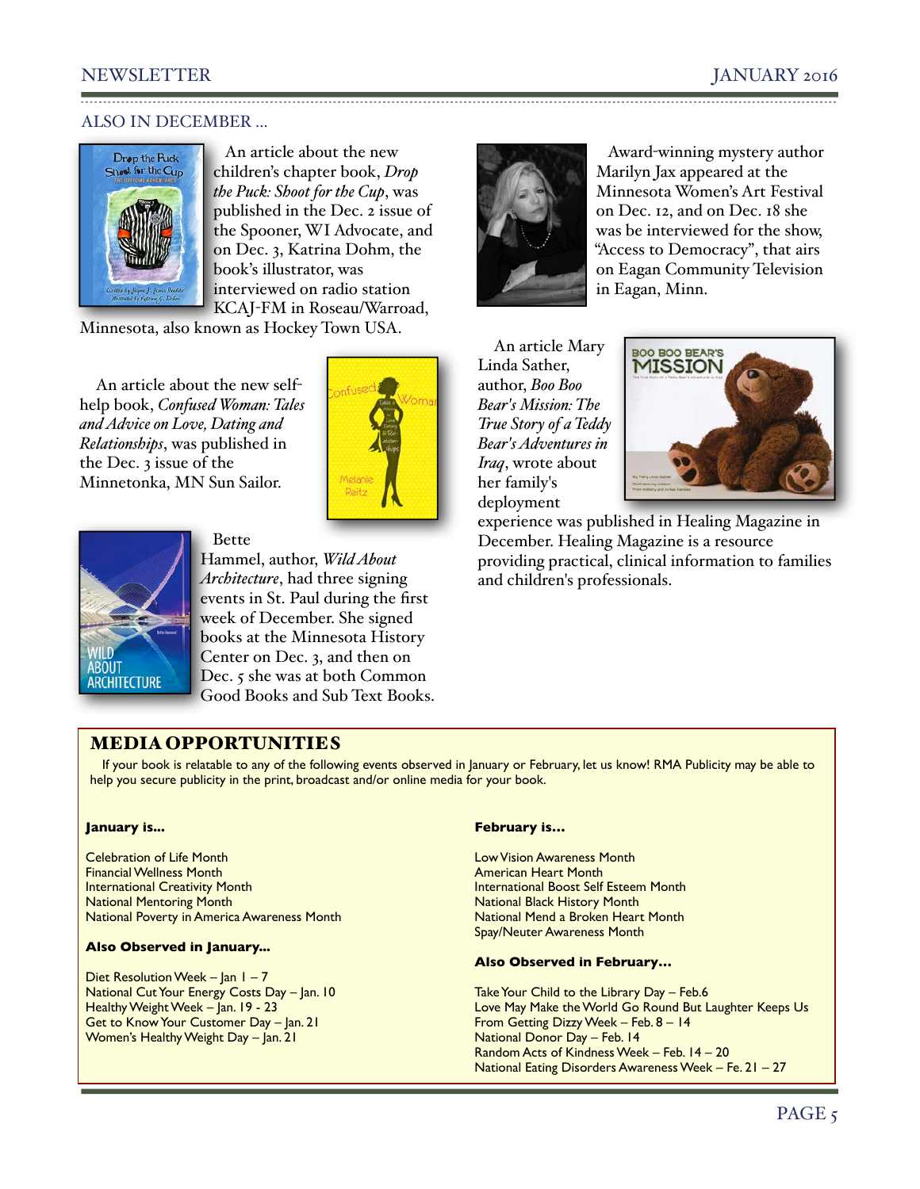## ALSO IN DECEMBER ...

An article about the new children's chapter book, *Drop the Puck: Shoot for the Cup*, was published in the Dec. 2 issue of the Spooner, WI Advocate, and on Dec. 3, Katrina Dohm, the book's illustrator, was interviewed on radio station KCAJ-FM in Roseau/Warroad, Minnesota, also known as Hockey Town USA.

An article about the new self-help book, *Confused Woman: Tales and Advice on Love, Dating and Relationships*, was published in the Dec. 3 issue of the Minnetonka, MN Sun Sailor.

Bette Hammel, author, *Wild About Architecture*, had three signing events in St. Paul during the first week of December. She signed books at the Minnesota History Center on Dec. 3, and then on Dec. 5 she was at both Common Good Books and Sub Text Books.

Award-winning mystery author Marilyn Jax appeared at the Minnesota Women's Art Festival on Dec. 12, and on Dec. 18 she was be interviewed for the show, "Access to Democracy", that airs on Eagan Community Television in Eagan, Minn.

An article Mary Linda Sather, author, *Boo Boo Bear's Mission: The True Story of a Teddy Bear's Adventures in Iraq*, wrote about her family's deployment experience was published in Healing Magazine in December. Healing Magazine is a resource providing practical, clinical information to families and children's professionals.

## MEDIA OPPORTUNITIES

If your book is relatable to any of the following events observed in January or February, let us know! RMA Publicity may be able to help you secure publicity in the print, broadcast and/or online media for your book.

**January is...**

Celebration of Life Month
Financial Wellness Month
International Creativity Month
National Mentoring Month
National Poverty in America Awareness Month

**Also Observed in January...**

Diet Resolution Week – Jan 1 – 7
National Cut Your Energy Costs Day – Jan. 10
Healthy Weight Week – Jan. 19 - 23
Get to Know Your Customer Day – Jan. 21
Women's Healthy Weight Day – Jan. 21

**February is...**

Low Vision Awareness Month
American Heart Month
International Boost Self Esteem Month
National Black History Month
National Mend a Broken Heart Month
Spay/Neuter Awareness Month

**Also Observed in February...**

Take Your Child to the Library Day – Feb.6
Love May Make the World Go Round But Laughter Keeps Us From Getting Dizzy Week – Feb. 8 – 14
National Donor Day – Feb. 14
Random Acts of Kindness Week – Feb. 14 – 20
National Eating Disorders Awareness Week – Fe. 21 – 27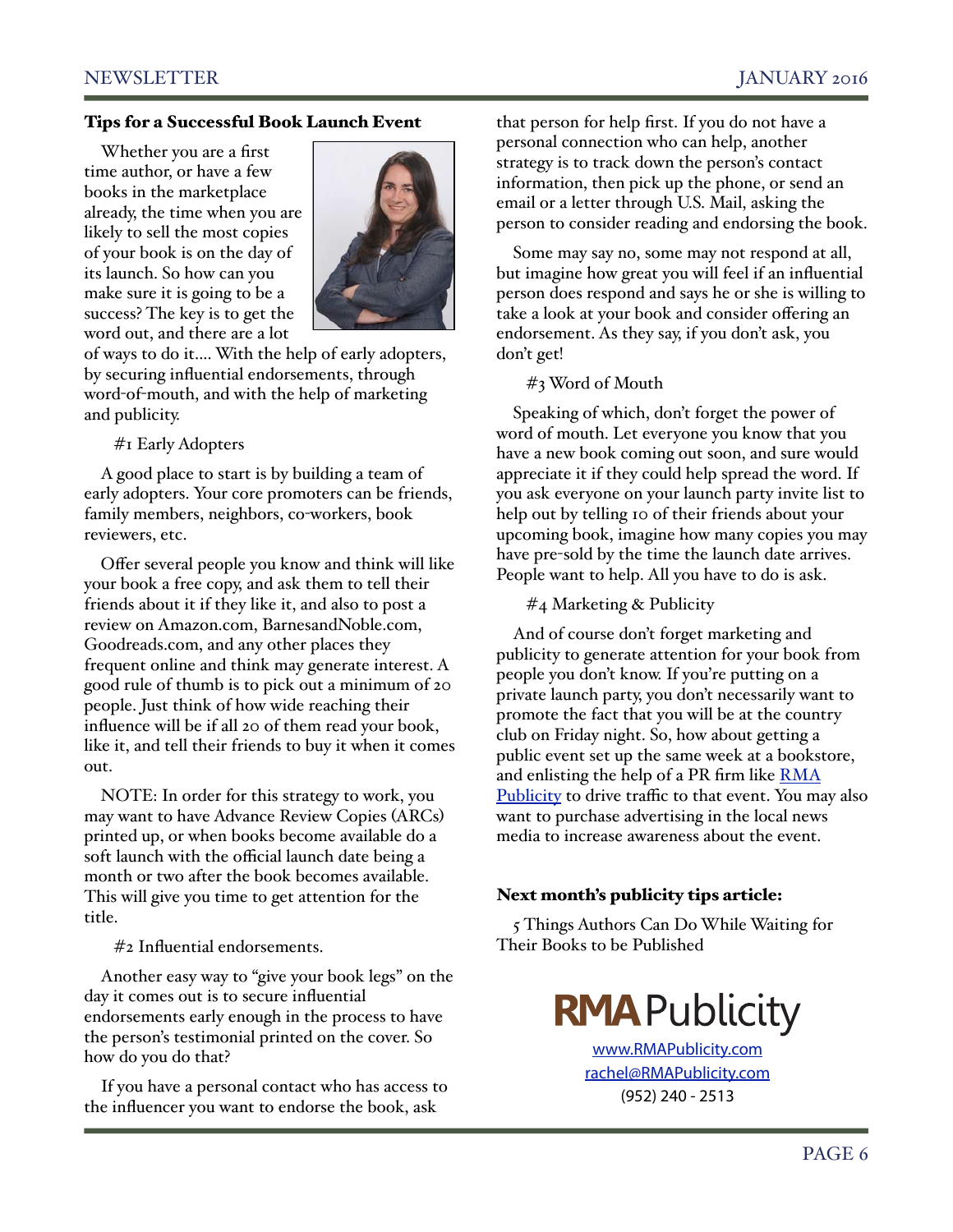## Tips for a Successful Book Launch Event

Whether you are a first time author, or have a few books in the marketplace already, the time when you are likely to sell the most copies of your book is on the day of its launch. So how can you make sure it is going to be a success? The key is to get the word out, and there are a lot of ways to do it.... With the help of early adopters, by securing influential endorsements, through word-of-mouth, and with the help of marketing and publicity.

#1 Early Adopters

A good place to start is by building a team of early adopters. Your core promoters can be friends, family members, neighbors, co-workers, book reviewers, etc.

Offer several people you know and think will like your book a free copy, and ask them to tell their friends about it if they like it, and also to post a review on Amazon.com, BarnesandNoble.com, Goodreads.com, and any other places they frequent online and think may generate interest. A good rule of thumb is to pick out a minimum of 20 people. Just think of how wide reaching their influence will be if all 20 of them read your book, like it, and tell their friends to buy it when it comes out.

NOTE: In order for this strategy to work, you may want to have Advance Review Copies (ARCs) printed up, or when books become available do a soft launch with the official launch date being a month or two after the book becomes available. This will give you time to get attention for the title.

#2 Influential endorsements.

Another easy way to "give your book legs" on the day it comes out is to secure influential endorsements early enough in the process to have the person's testimonial printed on the cover. So how do you do that?

If you have a personal contact who has access to the influencer you want to endorse the book, ask that person for help first. If you do not have a personal connection who can help, another strategy is to track down the person's contact information, then pick up the phone, or send an email or a letter through U.S. Mail, asking the person to consider reading and endorsing the book.

Some may say no, some may not respond at all, but imagine how great you will feel if an influential person does respond and says he or she is willing to take a look at your book and consider offering an endorsement. As they say, if you don't ask, you don't get!

#3 Word of Mouth

Speaking of which, don't forget the power of word of mouth. Let everyone you know that you have a new book coming out soon, and sure would appreciate it if they could help spread the word. If you ask everyone on your launch party invite list to help out by telling 10 of their friends about your upcoming book, imagine how many copies you may have pre-sold by the time the launch date arrives. People want to help. All you have to do is ask.

#4 Marketing & Publicity

And of course don't forget marketing and publicity to generate attention for your book from people you don't know. If you're putting on a private launch party, you don't necessarily want to promote the fact that you will be at the country club on Friday night. So, how about getting a public event set up the same week at a bookstore, and enlisting the help of a PR firm like RMA Publicity to drive traffic to that event. You may also want to purchase advertising in the local news media to increase awareness about the event.

## Next month's publicity tips article:

5 Things Authors Can Do While Waiting for Their Books to be Published

**RMA** Publicity

www.RMAPublicity.com
rachel@RMAPublicity.com
(952) 240 - 2513